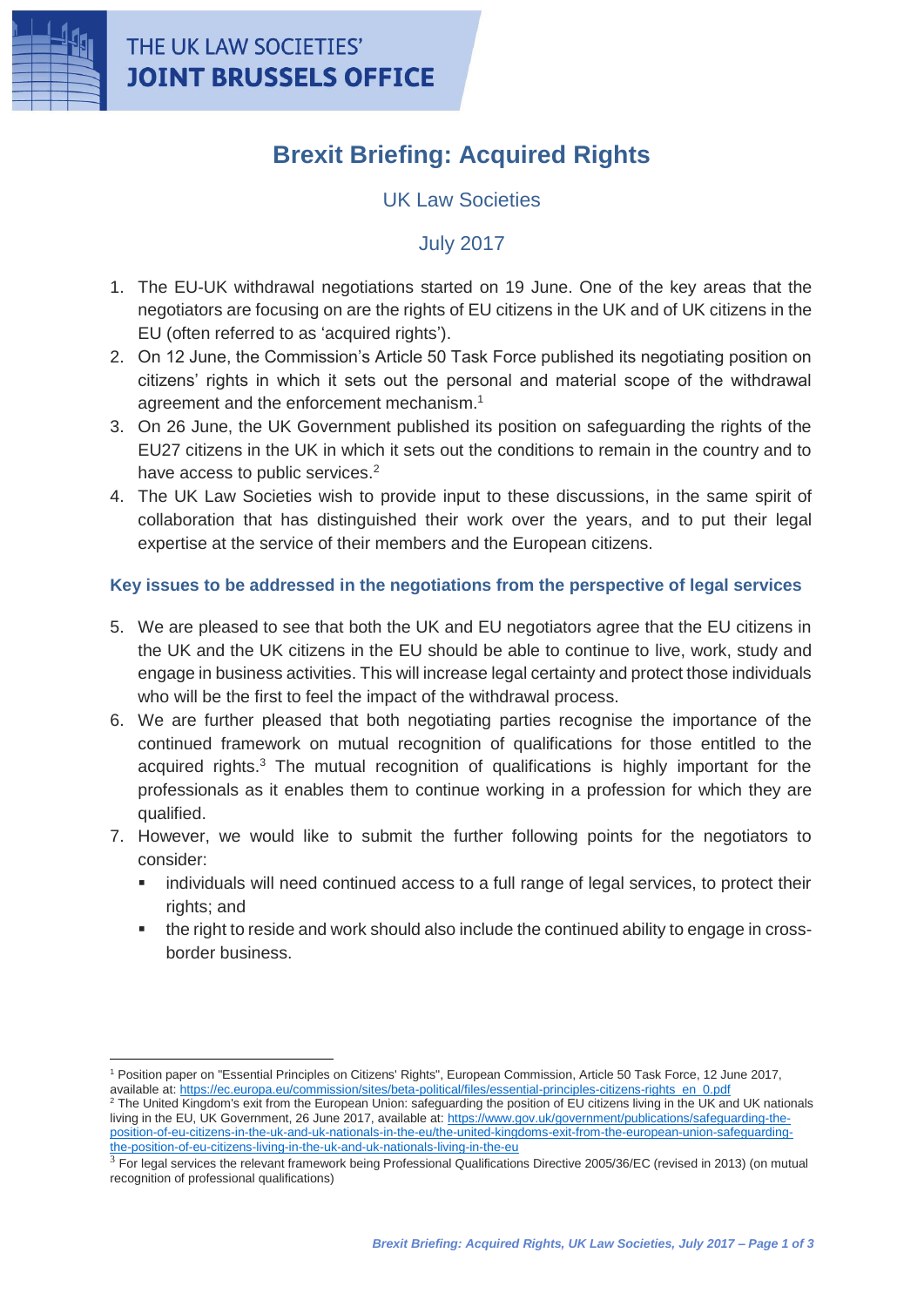THE UK LAW SOCIETIES'
**JOINT BRUSSELS OFFICE**

# Brexit Briefing: Acquired Rights

UK Law Societies

July 2017

1. The EU-UK withdrawal negotiations started on 19 June. One of the key areas that the negotiators are focusing on are the rights of EU citizens in the UK and of UK citizens in the EU (often referred to as 'acquired rights').
2. On 12 June, the Commission's Article 50 Task Force published its negotiating position on citizens' rights in which it sets out the personal and material scope of the withdrawal agreement and the enforcement mechanism.[1]
3. On 26 June, the UK Government published its position on safeguarding the rights of the EU27 citizens in the UK in which it sets out the conditions to remain in the country and to have access to public services.[2]
4. The UK Law Societies wish to provide input to these discussions, in the same spirit of collaboration that has distinguished their work over the years, and to put their legal expertise at the service of their members and the European citizens.

## Key issues to be addressed in the negotiations from the perspective of legal services

5. We are pleased to see that both the UK and EU negotiators agree that the EU citizens in the UK and the UK citizens in the EU should be able to continue to live, work, study and engage in business activities. This will increase legal certainty and protect those individuals who will be the first to feel the impact of the withdrawal process.
6. We are further pleased that both negotiating parties recognise the importance of the continued framework on mutual recognition of qualifications for those entitled to the acquired rights.[3] The mutual recognition of qualifications is highly important for the professionals as it enables them to continue working in a profession for which they are qualified.
7. However, we would like to submit the further following points for the negotiators to consider:
   - individuals will need continued access to a full range of legal services, to protect their rights; and
   - the right to reside and work should also include the continued ability to engage in cross-border business.

---

[1] Position paper on "Essential Principles on Citizens' Rights", European Commission, Article 50 Task Force, 12 June 2017, available at: https://ec.europa.eu/commission/sites/beta-political/files/essential-principles-citizens-rights_en_0.pdf

[2] The United Kingdom's exit from the European Union: safeguarding the position of EU citizens living in the UK and UK nationals living in the EU, UK Government, 26 June 2017, available at: https://www.gov.uk/government/publications/safeguarding-the-position-of-eu-citizens-in-the-uk-and-uk-nationals-in-the-eu/the-united-kingdoms-exit-from-the-european-union-safeguarding-the-position-of-eu-citizens-living-in-the-uk-and-uk-nationals-living-in-the-eu

[3] For legal services the relevant framework being Professional Qualifications Directive 2005/36/EC (revised in 2013) (on mutual recognition of professional qualifications)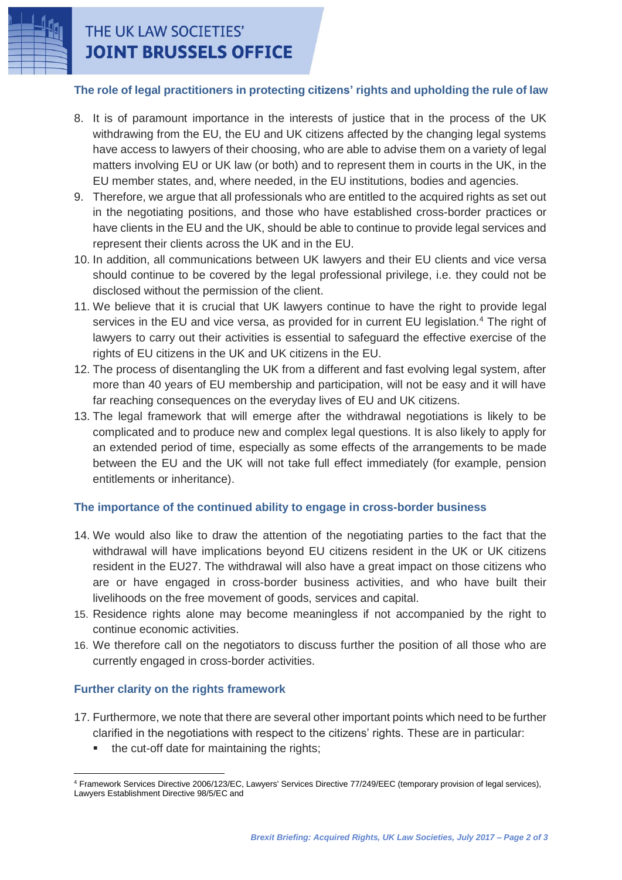## The role of legal practitioners in protecting citizens' rights and upholding the rule of law

8. It is of paramount importance in the interests of justice that in the process of the UK withdrawing from the EU, the EU and UK citizens affected by the changing legal systems have access to lawyers of their choosing, who are able to advise them on a variety of legal matters involving EU or UK law (or both) and to represent them in courts in the UK, in the EU member states, and, where needed, in the EU institutions, bodies and agencies.
9. Therefore, we argue that all professionals who are entitled to the acquired rights as set out in the negotiating positions, and those who have established cross-border practices or have clients in the EU and the UK, should be able to continue to provide legal services and represent their clients across the UK and in the EU.
10. In addition, all communications between UK lawyers and their EU clients and vice versa should continue to be covered by the legal professional privilege, i.e. they could not be disclosed without the permission of the client.
11. We believe that it is crucial that UK lawyers continue to have the right to provide legal services in the EU and vice versa, as provided for in current EU legislation.[4] The right of lawyers to carry out their activities is essential to safeguard the effective exercise of the rights of EU citizens in the UK and UK citizens in the EU.
12. The process of disentangling the UK from a different and fast evolving legal system, after more than 40 years of EU membership and participation, will not be easy and it will have far reaching consequences on the everyday lives of EU and UK citizens.
13. The legal framework that will emerge after the withdrawal negotiations is likely to be complicated and to produce new and complex legal questions. It is also likely to apply for an extended period of time, especially as some effects of the arrangements to be made between the EU and the UK will not take full effect immediately (for example, pension entitlements or inheritance).

## The importance of the continued ability to engage in cross-border business

14. We would also like to draw the attention of the negotiating parties to the fact that the withdrawal will have implications beyond EU citizens resident in the UK or UK citizens resident in the EU27. The withdrawal will also have a great impact on those citizens who are or have engaged in cross-border business activities, and who have built their livelihoods on the free movement of goods, services and capital.
15. Residence rights alone may become meaningless if not accompanied by the right to continue economic activities.
16. We therefore call on the negotiators to discuss further the position of all those who are currently engaged in cross-border activities.

## Further clarity on the rights framework

17. Furthermore, we note that there are several other important points which need to be further clarified in the negotiations with respect to the citizens' rights. These are in particular:
    - the cut-off date for maintaining the rights;

[4] Framework Services Directive 2006/123/EC, Lawyers' Services Directive 77/249/EEC (temporary provision of legal services), Lawyers Establishment Directive 98/5/EC and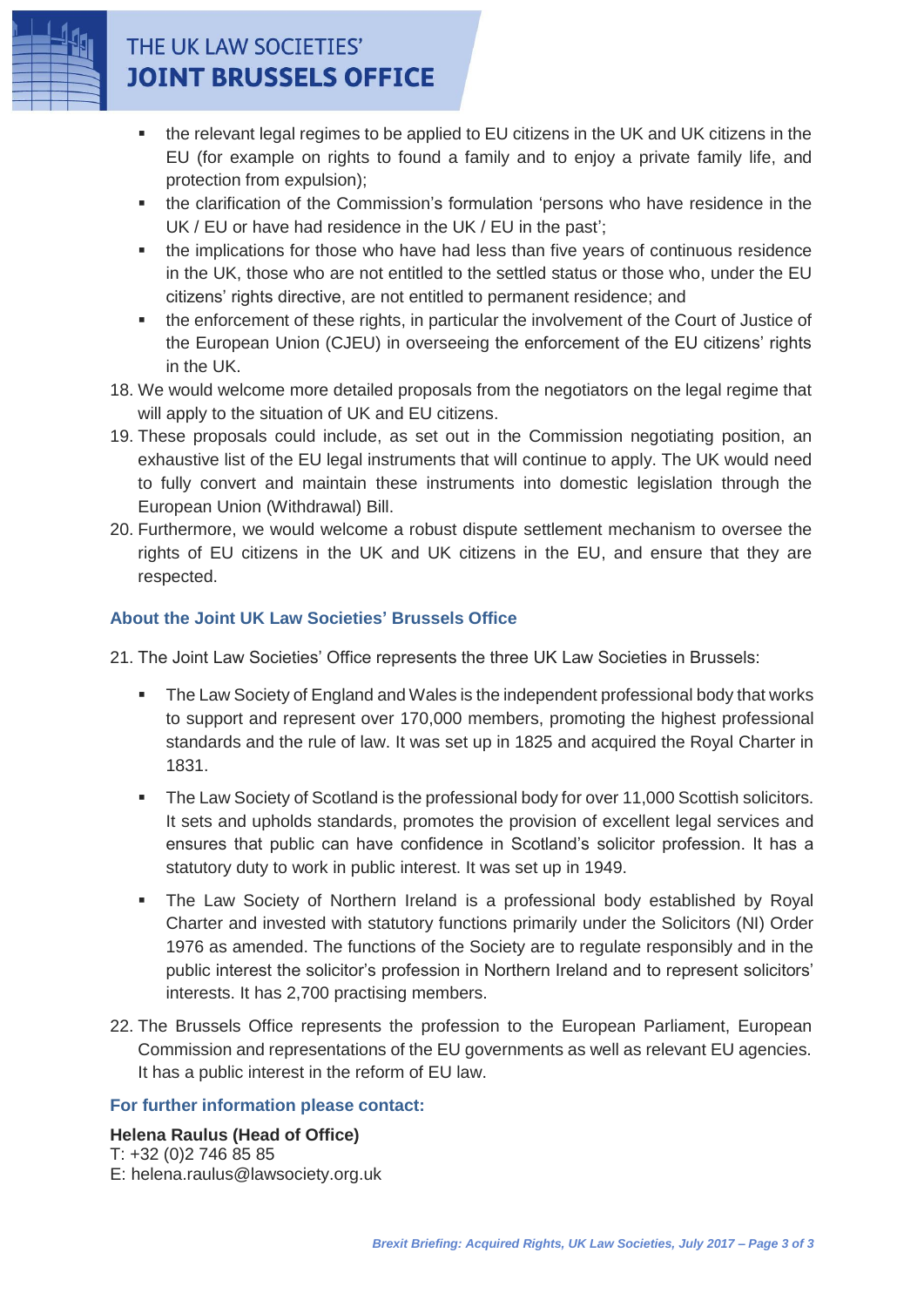- the relevant legal regimes to be applied to EU citizens in the UK and UK citizens in the EU (for example on rights to found a family and to enjoy a private family life, and protection from expulsion);
- the clarification of the Commission's formulation 'persons who have residence in the UK / EU or have had residence in the UK / EU in the past';
- the implications for those who have had less than five years of continuous residence in the UK, those who are not entitled to the settled status or those who, under the EU citizens' rights directive, are not entitled to permanent residence; and
- the enforcement of these rights, in particular the involvement of the Court of Justice of the European Union (CJEU) in overseeing the enforcement of the EU citizens' rights in the UK.

18. We would welcome more detailed proposals from the negotiators on the legal regime that will apply to the situation of UK and EU citizens.
19. These proposals could include, as set out in the Commission negotiating position, an exhaustive list of the EU legal instruments that will continue to apply. The UK would need to fully convert and maintain these instruments into domestic legislation through the European Union (Withdrawal) Bill.
20. Furthermore, we would welcome a robust dispute settlement mechanism to oversee the rights of EU citizens in the UK and UK citizens in the EU, and ensure that they are respected.

### About the Joint UK Law Societies' Brussels Office

21. The Joint Law Societies' Office represents the three UK Law Societies in Brussels:

    - The Law Society of England and Wales is the independent professional body that works to support and represent over 170,000 members, promoting the highest professional standards and the rule of law. It was set up in 1825 and acquired the Royal Charter in 1831.
    - The Law Society of Scotland is the professional body for over 11,000 Scottish solicitors. It sets and upholds standards, promotes the provision of excellent legal services and ensures that public can have confidence in Scotland's solicitor profession. It has a statutory duty to work in public interest. It was set up in 1949.
    - The Law Society of Northern Ireland is a professional body established by Royal Charter and invested with statutory functions primarily under the Solicitors (NI) Order 1976 as amended. The functions of the Society are to regulate responsibly and in the public interest the solicitor's profession in Northern Ireland and to represent solicitors' interests. It has 2,700 practising members.

22. The Brussels Office represents the profession to the European Parliament, European Commission and representations of the EU governments as well as relevant EU agencies. It has a public interest in the reform of EU law.

### For further information please contact:

**Helena Raulus (Head of Office)**
T: +32 (0)2 746 85 85
E: helena.raulus@lawsociety.org.uk